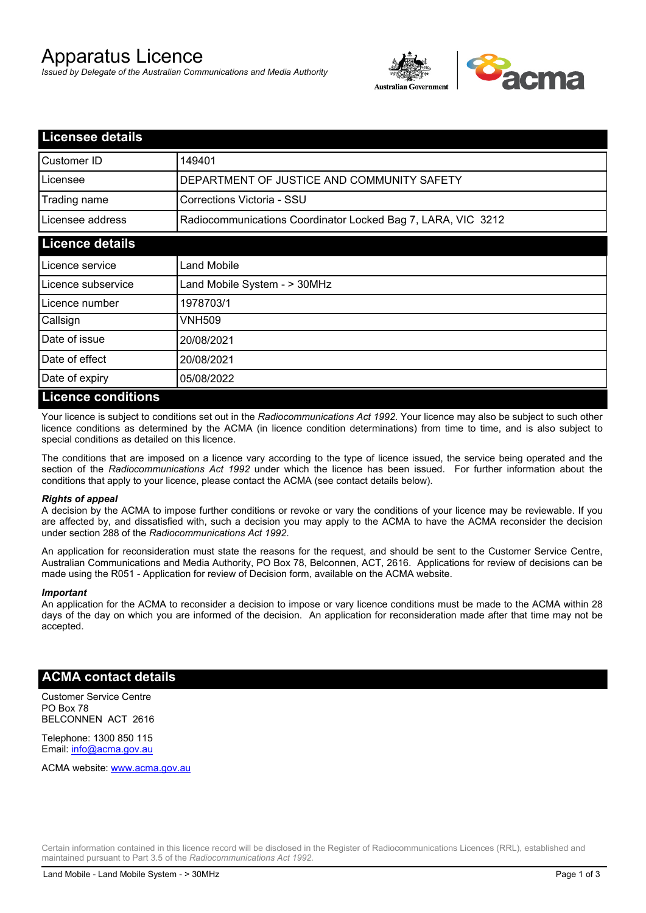# Apparatus Licence

*Issued by Delegate of the Australian Communications and Media Authority*

## Licensee details

| | |
|---|---|
| Customer ID | 149401 |
| Licensee | DEPARTMENT OF JUSTICE AND COMMUNITY SAFETY |
| Trading name | Corrections Victoria - SSU |
| Licensee address | Radiocommunications Coordinator Locked Bag 7, LARA, VIC 3212 |

## Licence details

| | |
|---|---|
| Licence service | Land Mobile |
| Licence subservice | Land Mobile System - > 30MHz |
| Licence number | 1978703/1 |
| Callsign | VNH509 |
| Date of issue | 20/08/2021 |
| Date of effect | 20/08/2021 |
| Date of expiry | 05/08/2022 |

## Licence conditions

Your licence is subject to conditions set out in the *Radiocommunications Act 1992*. Your licence may also be subject to such other licence conditions as determined by the ACMA (in licence condition determinations) from time to time, and is also subject to special conditions as detailed on this licence.

The conditions that are imposed on a licence vary according to the type of licence issued, the service being operated and the section of the *Radiocommunications Act 1992* under which the licence has been issued. For further information about the conditions that apply to your licence, please contact the ACMA (see contact details below).

***Rights of appeal***

A decision by the ACMA to impose further conditions or revoke or vary the conditions of your licence may be reviewable. If you are affected by, and dissatisfied with, such a decision you may apply to the ACMA to have the ACMA reconsider the decision under section 288 of the *Radiocommunications Act 1992*.

An application for reconsideration must state the reasons for the request, and should be sent to the Customer Service Centre, Australian Communications and Media Authority, PO Box 78, Belconnen, ACT, 2616. Applications for review of decisions can be made using the R051 - Application for review of Decision form, available on the ACMA website.

***Important***

An application for the ACMA to reconsider a decision to impose or vary licence conditions must be made to the ACMA within 28 days of the day on which you are informed of the decision. An application for reconsideration made after that time may not be accepted.

## ACMA contact details

Customer Service Centre
PO Box 78
BELCONNEN ACT 2616

Telephone: 1300 850 115
Email: info@acma.gov.au

ACMA website: www.acma.gov.au

Certain information contained in this licence record will be disclosed in the Register of Radiocommunications Licences (RRL), established and maintained pursuant to Part 3.5 of the *Radiocommunications Act 1992.*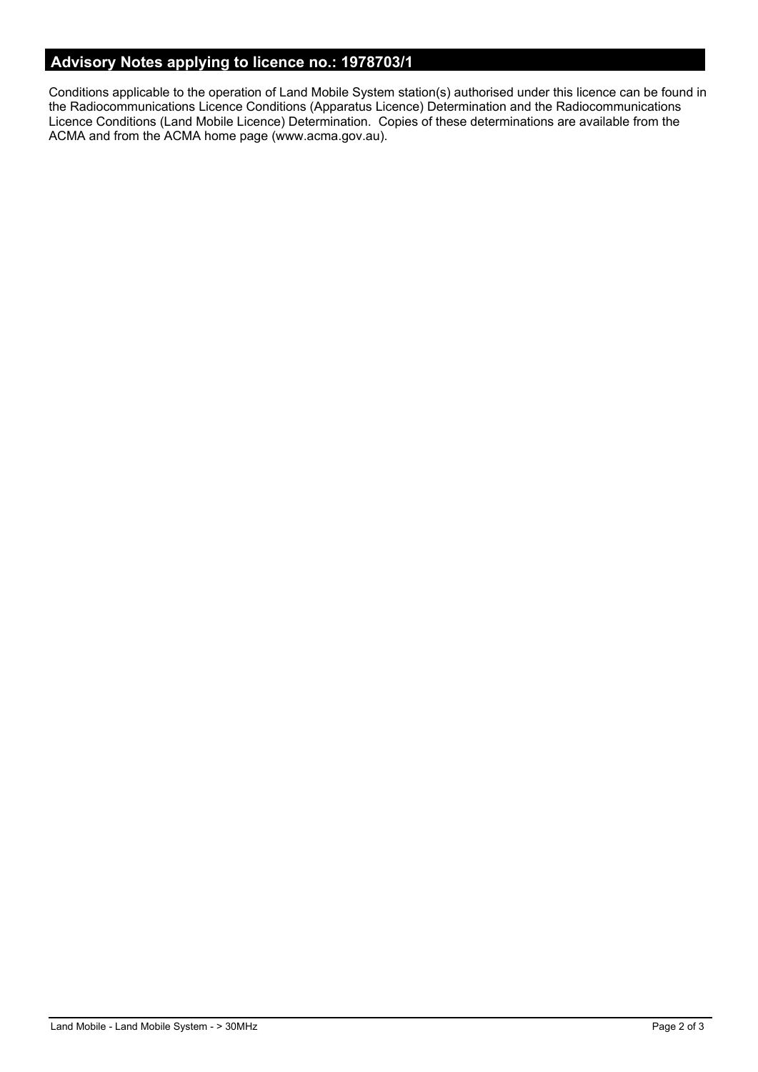## Advisory Notes applying to licence no.: 1978703/1

Conditions applicable to the operation of Land Mobile System station(s) authorised under this licence can be found in the Radiocommunications Licence Conditions (Apparatus Licence) Determination and the Radiocommunications Licence Conditions (Land Mobile Licence) Determination. Copies of these determinations are available from the ACMA and from the ACMA home page (www.acma.gov.au).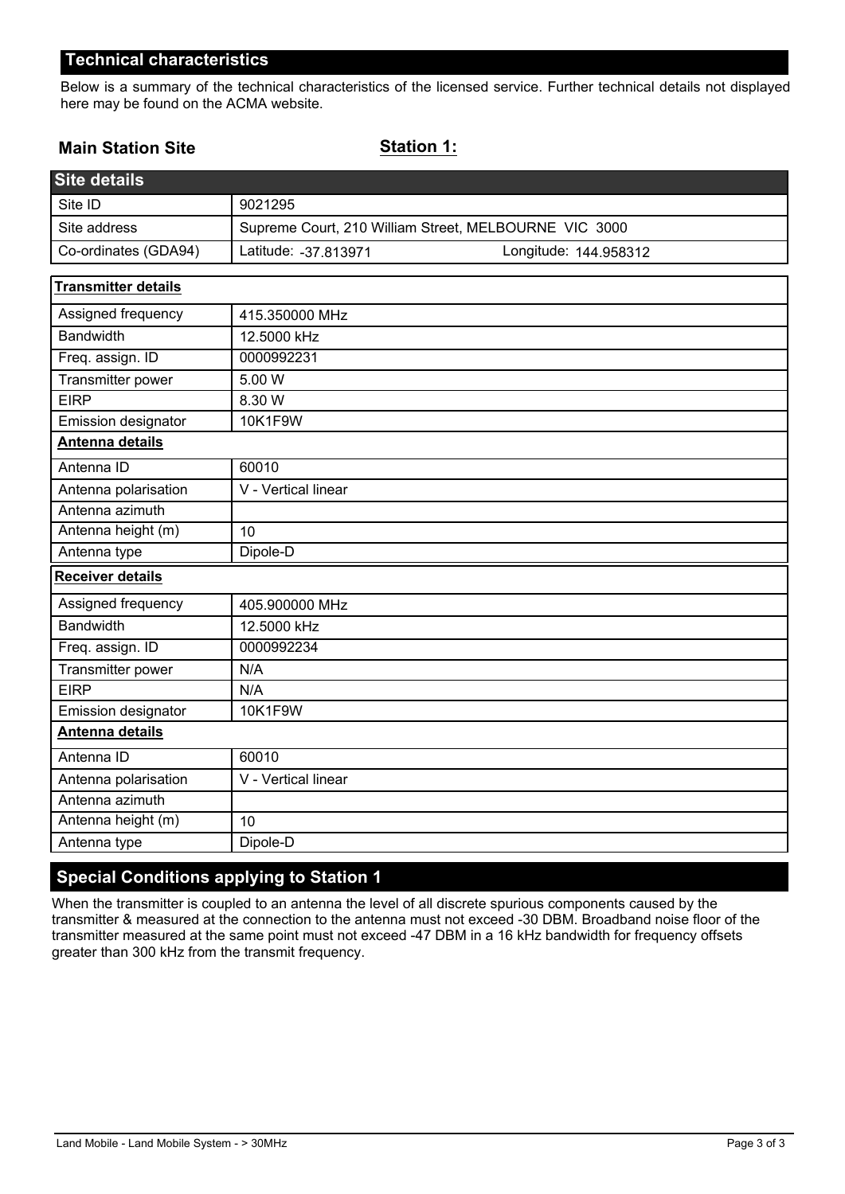## Technical characteristics

Below is a summary of the technical characteristics of the licensed service. Further technical details not displayed here may be found on the ACMA website.

**Main Station Site** **Station 1:**

| Site details | |
| --- | --- |
| Site ID | 9021295 |
| Site address | Supreme Court, 210 William Street, MELBOURNE VIC 3000 |
| Co-ordinates (GDA94) | Latitude: -37.813971 Longitude: 144.958312 |

| Transmitter details | |
| --- | --- |
| Assigned frequency | 415.350000 MHz |
| Bandwidth | 12.5000 kHz |
| Freq. assign. ID | 0000992231 |
| Transmitter power | 5.00 W |
| EIRP | 8.30 W |
| Emission designator | 10K1F9W |
| **Antenna details** | |
| Antenna ID | 60010 |
| Antenna polarisation | V - Vertical linear |
| Antenna azimuth | |
| Antenna height (m) | 10 |
| Antenna type | Dipole-D |

| Receiver details | |
| --- | --- |
| Assigned frequency | 405.900000 MHz |
| Bandwidth | 12.5000 kHz |
| Freq. assign. ID | 0000992234 |
| Transmitter power | N/A |
| EIRP | N/A |
| Emission designator | 10K1F9W |
| **Antenna details** | |
| Antenna ID | 60010 |
| Antenna polarisation | V - Vertical linear |
| Antenna azimuth | |
| Antenna height (m) | 10 |
| Antenna type | Dipole-D |

## Special Conditions applying to Station 1

When the transmitter is coupled to an antenna the level of all discrete spurious components caused by the transmitter & measured at the connection to the antenna must not exceed -30 DBM. Broadband noise floor of the transmitter measured at the same point must not exceed -47 DBM in a 16 kHz bandwidth for frequency offsets greater than 300 kHz from the transmit frequency.